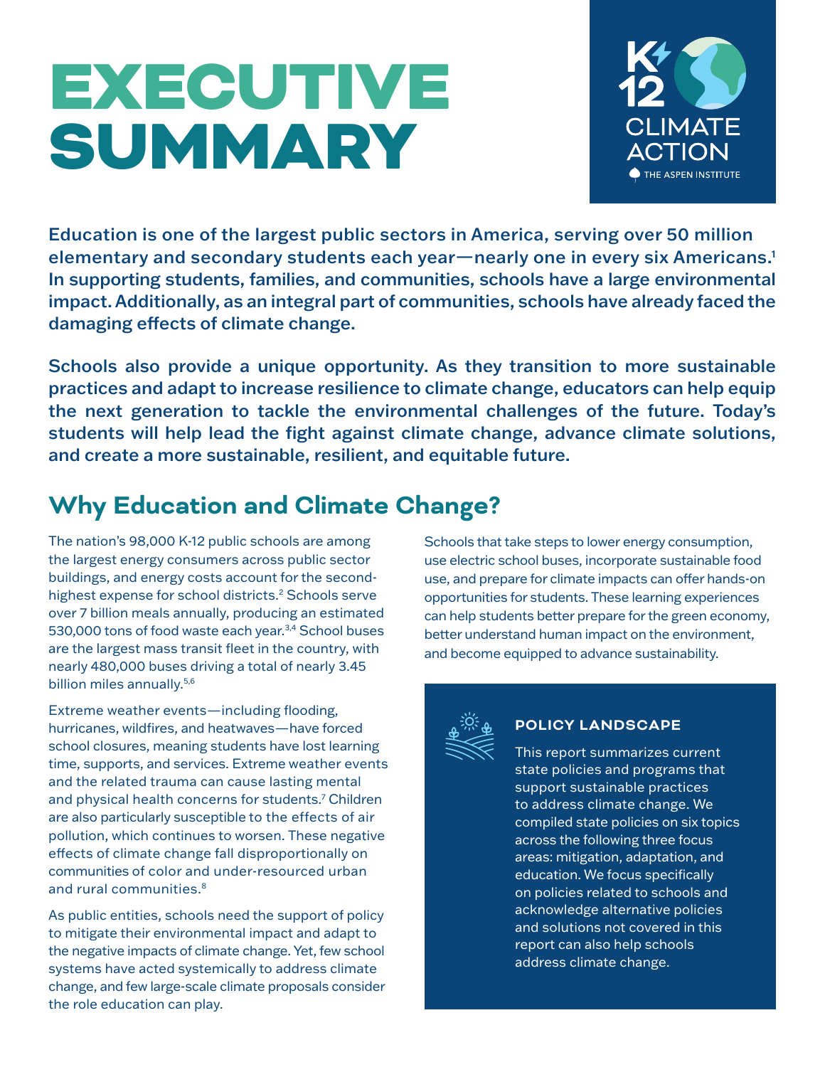# EXECUTIVE SUMMARY

K-12 CLIMATE ACTION
THE ASPEN INSTITUTE

**Education is one of the largest public sectors in America, serving over 50 million elementary and secondary students each year—nearly one in every six Americans.[1] In supporting students, families, and communities, schools have a large environmental impact. Additionally, as an integral part of communities, schools have already faced the damaging effects of climate change.**

**Schools also provide a unique opportunity. As they transition to more sustainable practices and adapt to increase resilience to climate change, educators can help equip the next generation to tackle the environmental challenges of the future. Today's students will help lead the fight against climate change, advance climate solutions, and create a more sustainable, resilient, and equitable future.**

## Why Education and Climate Change?

The nation's 98,000 K-12 public schools are among the largest energy consumers across public sector buildings, and energy costs account for the second-highest expense for school districts.[2] Schools serve over 7 billion meals annually, producing an estimated 530,000 tons of food waste each year.[3,4] School buses are the largest mass transit fleet in the country, with nearly 480,000 buses driving a total of nearly 3.45 billion miles annually.[5,6]

Extreme weather events—including flooding, hurricanes, wildfires, and heatwaves—have forced school closures, meaning students have lost learning time, supports, and services. Extreme weather events and the related trauma can cause lasting mental and physical health concerns for students.[7] Children are also particularly susceptible to the effects of air pollution, which continues to worsen. These negative effects of climate change fall disproportionally on communities of color and under-resourced urban and rural communities.[8]

As public entities, schools need the support of policy to mitigate their environmental impact and adapt to the negative impacts of climate change. Yet, few school systems have acted systemically to address climate change, and few large-scale climate proposals consider the role education can play.

Schools that take steps to lower energy consumption, use electric school buses, incorporate sustainable food use, and prepare for climate impacts can offer hands-on opportunities for students. These learning experiences can help students better prepare for the green economy, better understand human impact on the environment, and become equipped to advance sustainability.

### POLICY LANDSCAPE

This report summarizes current state policies and programs that support sustainable practices to address climate change. We compiled state policies on six topics across the following three focus areas: mitigation, adaptation, and education. We focus specifically on policies related to schools and acknowledge alternative policies and solutions not covered in this report can also help schools address climate change.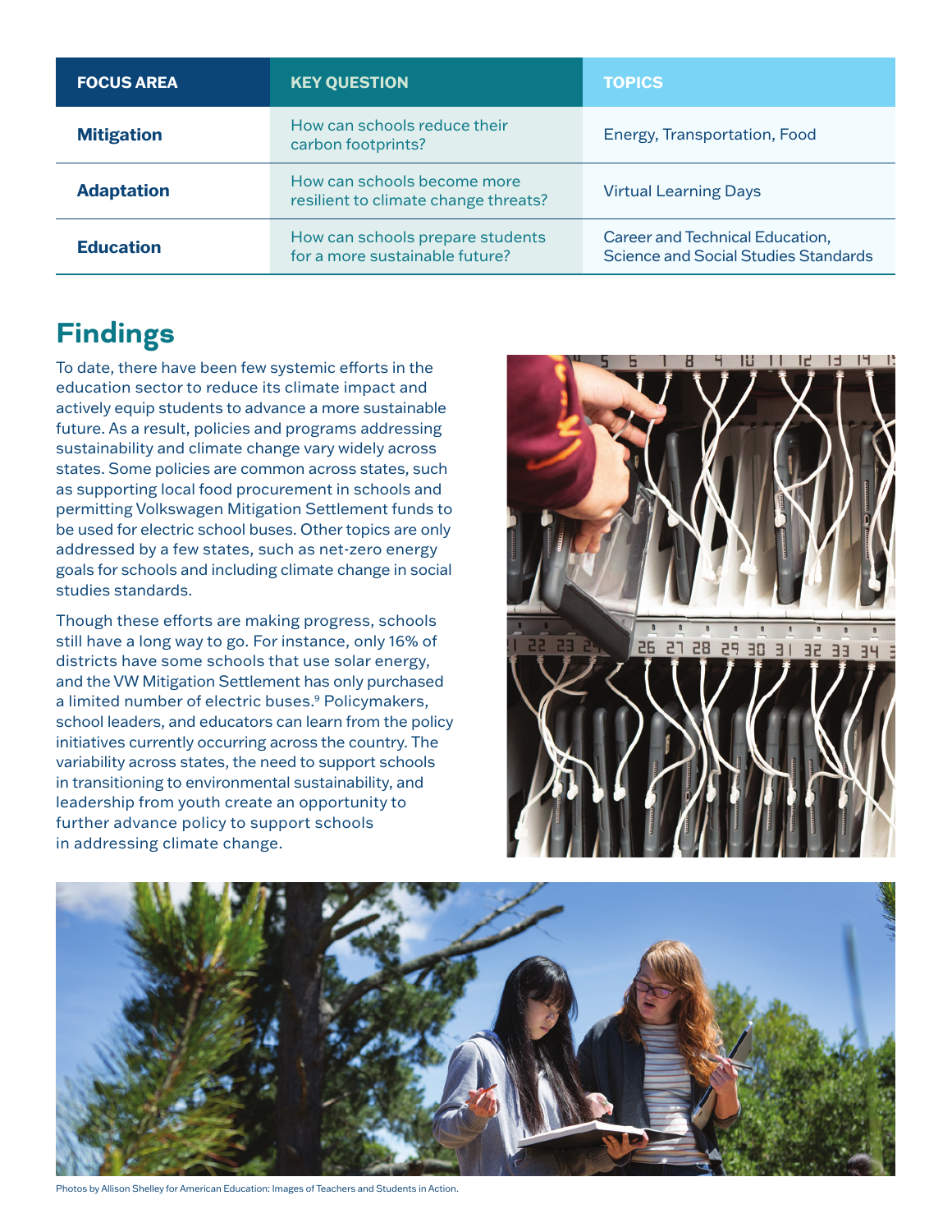| FOCUS AREA | KEY QUESTION | TOPICS |
| --- | --- | --- |
| **Mitigation** | How can schools reduce their carbon footprints? | Energy, Transportation, Food |
| **Adaptation** | How can schools become more resilient to climate change threats? | Virtual Learning Days |
| **Education** | How can schools prepare students for a more sustainable future? | Career and Technical Education, Science and Social Studies Standards |

## Findings

To date, there have been few systemic efforts in the education sector to reduce its climate impact and actively equip students to advance a more sustainable future. As a result, policies and programs addressing sustainability and climate change vary widely across states. Some policies are common across states, such as supporting local food procurement in schools and permitting Volkswagen Mitigation Settlement funds to be used for electric school buses. Other topics are only addressed by a few states, such as net-zero energy goals for schools and including climate change in social studies standards.

Though these efforts are making progress, schools still have a long way to go. For instance, only 16% of districts have some schools that use solar energy, and the VW Mitigation Settlement has only purchased a limited number of electric buses.[9] Policymakers, school leaders, and educators can learn from the policy initiatives currently occurring across the country. The variability across states, the need to support schools in transitioning to environmental sustainability, and leadership from youth create an opportunity to further advance policy to support schools in addressing climate change.

Photos by Allison Shelley for American Education: Images of Teachers and Students in Action.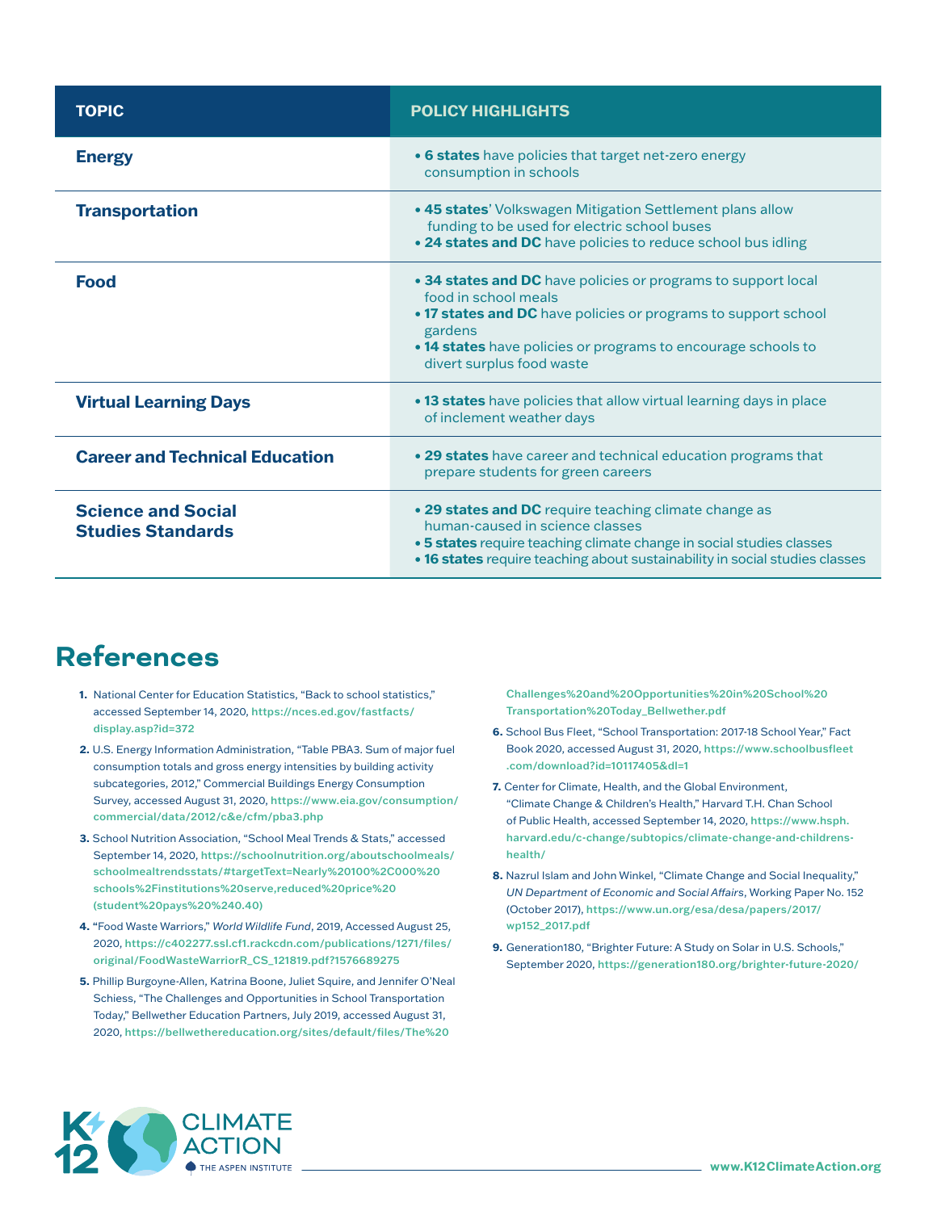| TOPIC | POLICY HIGHLIGHTS |
| --- | --- |
| **Energy** | • **6 states** have policies that target net-zero energy consumption in schools |
| **Transportation** | • **45 states**' Volkswagen Mitigation Settlement plans allow funding to be used for electric school buses<br>• **24 states and DC** have policies to reduce school bus idling |
| **Food** | • **34 states and DC** have policies or programs to support local food in school meals<br>• **17 states and DC** have policies or programs to support school gardens<br>• **14 states** have policies or programs to encourage schools to divert surplus food waste |
| **Virtual Learning Days** | • **13 states** have policies that allow virtual learning days in place of inclement weather days |
| **Career and Technical Education** | • **29 states** have career and technical education programs that prepare students for green careers |
| **Science and Social Studies Standards** | • **29 states and DC** require teaching climate change as human-caused in science classes<br>• **5 states** require teaching climate change in social studies classes<br>• **16 states** require teaching about sustainability in social studies classes |

## References

1. National Center for Education Statistics, "Back to school statistics," accessed September 14, 2020, https://nces.ed.gov/fastfacts/display.asp?id=372
2. U.S. Energy Information Administration, "Table PBA3. Sum of major fuel consumption totals and gross energy intensities by building activity subcategories, 2012," Commercial Buildings Energy Consumption Survey, accessed August 31, 2020, https://www.eia.gov/consumption/commercial/data/2012/c&e/cfm/pba3.php
3. School Nutrition Association, "School Meal Trends & Stats," accessed September 14, 2020, https://schoolnutrition.org/aboutschoolmeals/schoolmealtrendsstats/#targetText=Nearly%20100%2C000%20schools%2Finstitutions%20serve,reduced%20price%20(student%20pays%20%240.40)
4. "Food Waste Warriors," *World Wildlife Fund*, 2019, Accessed August 25, 2020, https://c402277.ssl.cf1.rackcdn.com/publications/1271/files/original/FoodWasteWarriorR_CS_121819.pdf?1576689275
5. Phillip Burgoyne-Allen, Katrina Boone, Juliet Squire, and Jennifer O'Neal Schiess, "The Challenges and Opportunities in School Transportation Today," Bellwether Education Partners, July 2019, accessed August 31, 2020, https://bellwethereducation.org/sites/default/files/The%20Challenges%20and%20Opportunities%20in%20School%20Transportation%20Today_Bellwether.pdf
6. School Bus Fleet, "School Transportation: 2017-18 School Year," Fact Book 2020, accessed August 31, 2020, https://www.schoolbusfleet.com/download?id=10117405&dl=1
7. Center for Climate, Health, and the Global Environment, "Climate Change & Children's Health," Harvard T.H. Chan School of Public Health, accessed September 14, 2020, https://www.hsph.harvard.edu/c-change/subtopics/climate-change-and-childrens-health/
8. Nazrul Islam and John Winkel, "Climate Change and Social Inequality," *UN Department of Economic and Social Affairs*, Working Paper No. 152 (October 2017), https://www.un.org/esa/desa/papers/2017/wp152_2017.pdf
9. Generation180, "Brighter Future: A Study on Solar in U.S. Schools," September 2020, https://generation180.org/brighter-future-2020/